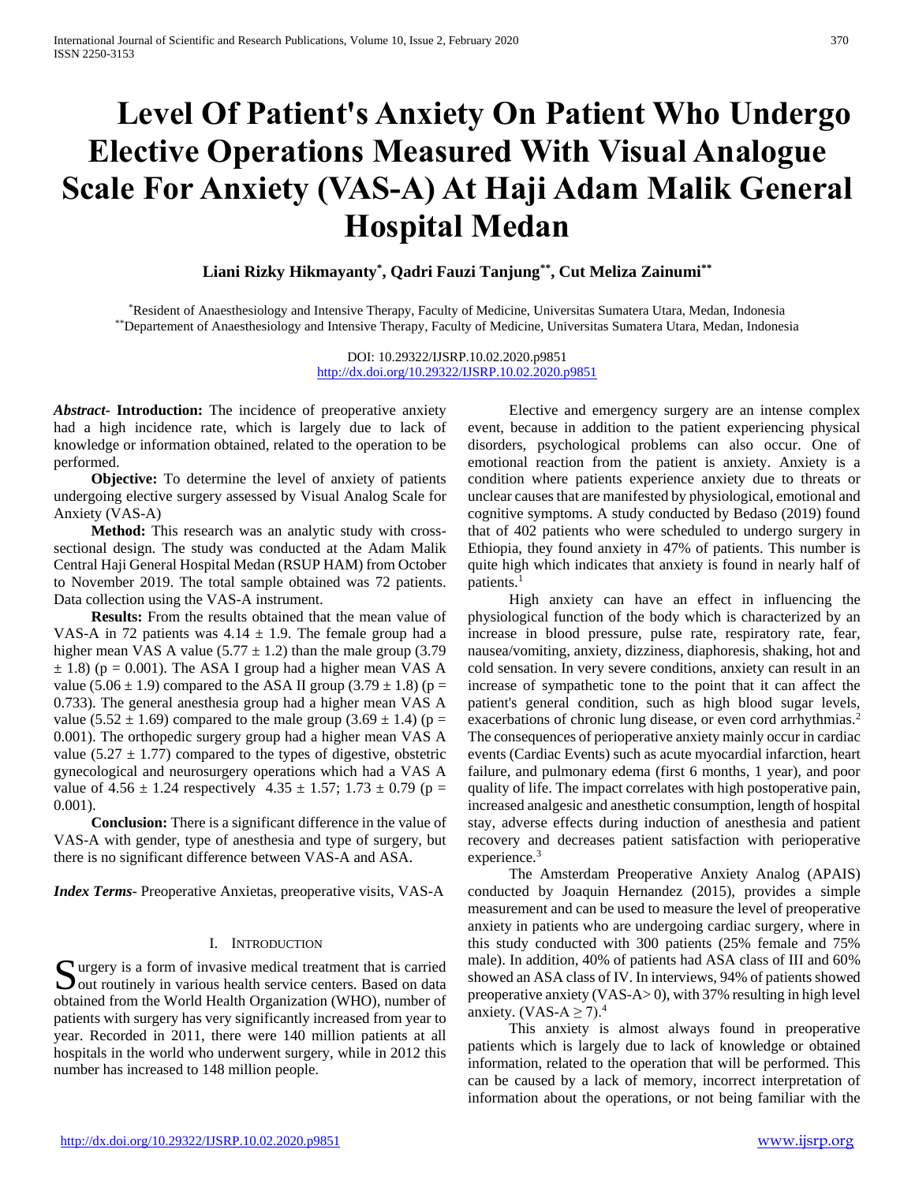# Level Of Patient's Anxiety On Patient Who Undergo Elective Operations Measured With Visual Analogue Scale For Anxiety (VAS-A) At Haji Adam Malik General Hospital Medan

**Liani Rizky Hikmayanty[*], Qadri Fauzi Tanjung[**], Cut Meliza Zainumi[**]**

[*]Resident of Anaesthesiology and Intensive Therapy, Faculty of Medicine, Universitas Sumatera Utara, Medan, Indonesia
[**]Departement of Anaesthesiology and Intensive Therapy, Faculty of Medicine, Universitas Sumatera Utara, Medan, Indonesia

DOI: 10.29322/IJSRP.10.02.2020.p9851
http://dx.doi.org/10.29322/IJSRP.10.02.2020.p9851

***Abstract*- Introduction:** The incidence of preoperative anxiety had a high incidence rate, which is largely due to lack of knowledge or information obtained, related to the operation to be performed.

**Objective:** To determine the level of anxiety of patients undergoing elective surgery assessed by Visual Analog Scale for Anxiety (VAS-A)

**Method:** This research was an analytic study with cross-sectional design. The study was conducted at the Adam Malik Central Haji General Hospital Medan (RSUP HAM) from October to November 2019. The total sample obtained was 72 patients. Data collection using the VAS-A instrument.

**Results:** From the results obtained that the mean value of VAS-A in 72 patients was $4.14 \pm 1.9$. The female group had a higher mean VAS A value ($5.77 \pm 1.2$) than the male group ($3.79 \pm 1.8$) ($p = 0.001$). The ASA I group had a higher mean VAS A value ($5.06 \pm 1.9$) compared to the ASA II group ($3.79 \pm 1.8$) ($p = 0.733$). The general anesthesia group had a higher mean VAS A value ($5.52 \pm 1.69$) compared to the male group ($3.69 \pm 1.4$) ($p = 0.001$). The orthopedic surgery group had a higher mean VAS A value ($5.27 \pm 1.77$) compared to the types of digestive, obstetric gynecological and neurosurgery operations which had a VAS A value of $4.56 \pm 1.24$ respectively $4.35 \pm 1.57$; $1.73 \pm 0.79$ ($p = 0.001$).

**Conclusion:** There is a significant difference in the value of VAS-A with gender, type of anesthesia and type of surgery, but there is no significant difference between VAS-A and ASA.

***Index Terms*-** Preoperative Anxietas, preoperative visits, VAS-A

## I. Introduction

Surgery is a form of invasive medical treatment that is carried out routinely in various health service centers. Based on data obtained from the World Health Organization (WHO), number of patients with surgery has very significantly increased from year to year. Recorded in 2011, there were 140 million patients at all hospitals in the world who underwent surgery, while in 2012 this number has increased to 148 million people.

Elective and emergency surgery are an intense complex event, because in addition to the patient experiencing physical disorders, psychological problems can also occur. One of emotional reaction from the patient is anxiety. Anxiety is a condition where patients experience anxiety due to threats or unclear causes that are manifested by physiological, emotional and cognitive symptoms. A study conducted by Bedaso (2019) found that of 402 patients who were scheduled to undergo surgery in Ethiopia, they found anxiety in 47% of patients. This number is quite high which indicates that anxiety is found in nearly half of patients.[1]

High anxiety can have an effect in influencing the physiological function of the body which is characterized by an increase in blood pressure, pulse rate, respiratory rate, fear, nausea/vomiting, anxiety, dizziness, diaphoresis, shaking, hot and cold sensation. In very severe conditions, anxiety can result in an increase of sympathetic tone to the point that it can affect the patient's general condition, such as high blood sugar levels, exacerbations of chronic lung disease, or even cord arrhythmias.[2] The consequences of perioperative anxiety mainly occur in cardiac events (Cardiac Events) such as acute myocardial infarction, heart failure, and pulmonary edema (first 6 months, 1 year), and poor quality of life. The impact correlates with high postoperative pain, increased analgesic and anesthetic consumption, length of hospital stay, adverse effects during induction of anesthesia and patient recovery and decreases patient satisfaction with perioperative experience.[3]

The Amsterdam Preoperative Anxiety Analog (APAIS) conducted by Joaquin Hernandez (2015), provides a simple measurement and can be used to measure the level of preoperative anxiety in patients who are undergoing cardiac surgery, where in this study conducted with 300 patients (25% female and 75% male). In addition, 40% of patients had ASA class of III and 60% showed an ASA class of IV. In interviews, 94% of patients showed preoperative anxiety (VAS-A> 0), with 37% resulting in high level anxiety. (VAS-A $\geq$ 7).[4]

This anxiety is almost always found in preoperative patients which is largely due to lack of knowledge or obtained information, related to the operation that will be performed. This can be caused by a lack of memory, incorrect interpretation of information about the operations, or not being familiar with the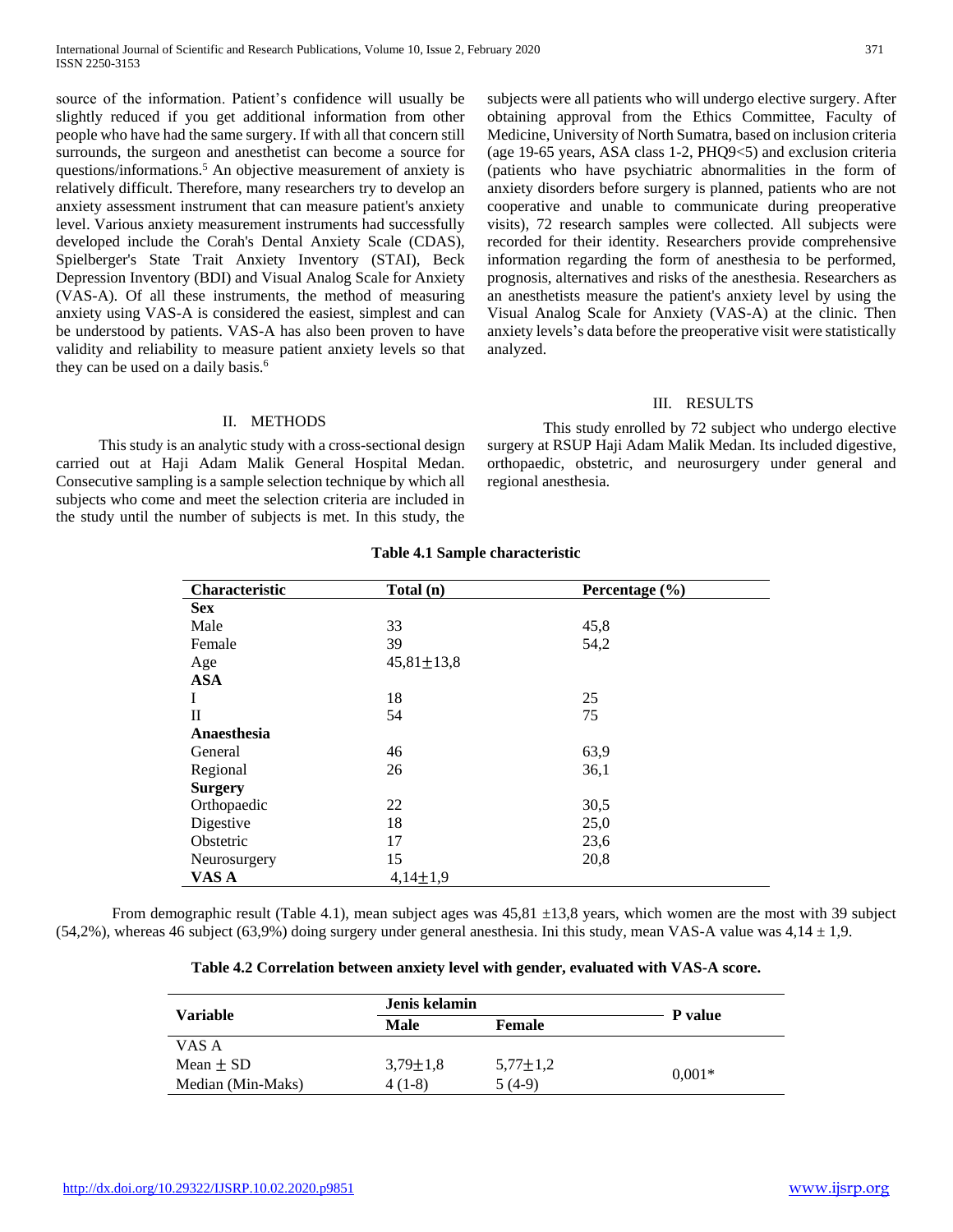source of the information. Patient's confidence will usually be slightly reduced if you get additional information from other people who have had the same surgery. If with all that concern still surrounds, the surgeon and anesthetist can become a source for questions/informations.[5] An objective measurement of anxiety is relatively difficult. Therefore, many researchers try to develop an anxiety assessment instrument that can measure patient's anxiety level. Various anxiety measurement instruments had successfully developed include the Corah's Dental Anxiety Scale (CDAS), Spielberger's State Trait Anxiety Inventory (STAI), Beck Depression Inventory (BDI) and Visual Analog Scale for Anxiety (VAS-A). Of all these instruments, the method of measuring anxiety using VAS-A is considered the easiest, simplest and can be understood by patients. VAS-A has also been proven to have validity and reliability to measure patient anxiety levels so that they can be used on a daily basis.[6]

## II. METHODS

This study is an analytic study with a cross-sectional design carried out at Haji Adam Malik General Hospital Medan. Consecutive sampling is a sample selection technique by which all subjects who come and meet the selection criteria are included in the study until the number of subjects is met. In this study, the subjects were all patients who will undergo elective surgery. After obtaining approval from the Ethics Committee, Faculty of Medicine, University of North Sumatra, based on inclusion criteria (age 19-65 years, ASA class 1-2, PHQ9<5) and exclusion criteria (patients who have psychiatric abnormalities in the form of anxiety disorders before surgery is planned, patients who are not cooperative and unable to communicate during preoperative visits), 72 research samples were collected. All subjects were recorded for their identity. Researchers provide comprehensive information regarding the form of anesthesia to be performed, prognosis, alternatives and risks of the anesthesia. Researchers as an anesthetists measure the patient's anxiety level by using the Visual Analog Scale for Anxiety (VAS-A) at the clinic. Then anxiety levels's data before the preoperative visit were statistically analyzed.

## III. RESULTS

This study enrolled by 72 subject who undergo elective surgery at RSUP Haji Adam Malik Medan. Its included digestive, orthopaedic, obstetric, and neurosurgery under general and regional anesthesia.

**Table 4.1 Sample characteristic**

| Characteristic | Total (n) | Percentage (%) |
|---|---|---|
| **Sex** | | |
| Male | 33 | 45,8 |
| Female | 39 | 54,2 |
| Age | 45,81±13,8 | |
| **ASA** | | |
| I | 18 | 25 |
| II | 54 | 75 |
| **Anaesthesia** | | |
| General | 46 | 63,9 |
| Regional | 26 | 36,1 |
| **Surgery** | | |
| Orthopaedic | 22 | 30,5 |
| Digestive | 18 | 25,0 |
| Obstetric | 17 | 23,6 |
| Neurosurgery | 15 | 20,8 |
| **VAS A** | 4,14±1,9 | |

From demographic result (Table 4.1), mean subject ages was 45,81 ±13,8 years, which women are the most with 39 subject (54,2%), whereas 46 subject (63,9%) doing surgery under general anesthesia. Ini this study, mean VAS-A value was 4,14 ± 1,9.

**Table 4.2 Correlation between anxiety level with gender, evaluated with VAS-A score.**

| Variable | Jenis kelamin | | P value |
|---|---|---|---|
| | **Male** | **Female** | |
| VAS A | | | |
| Mean ± SD | 3,79±1,8 | 5,77±1,2 | 0,001* |
| Median (Min-Maks) | 4 (1-8) | 5 (4-9) | |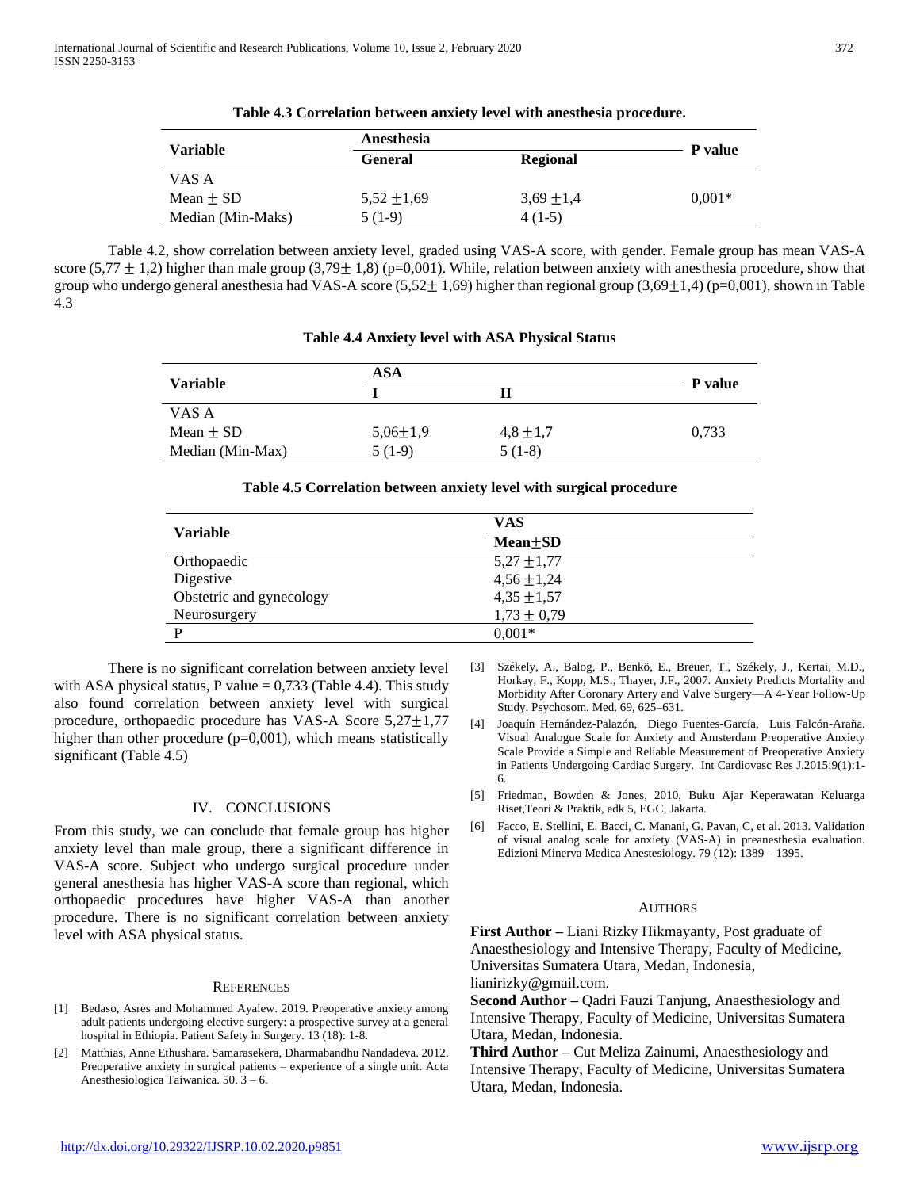**Table 4.3 Correlation between anxiety level with anesthesia procedure.**

| Variable | Anesthesia | | P value |
|---|---|---|---|
| | General | Regional | |
| VAS A | | | |
| Mean ± SD | 5,52 ±1,69 | 3,69 ±1,4 | 0,001* |
| Median (Min-Maks) | 5 (1-9) | 4 (1-5) | |

Table 4.2, show correlation between anxiety level, graded using VAS-A score, with gender. Female group has mean VAS-A score (5,77 ± 1,2) higher than male group (3,79± 1,8) (p=0,001). While, relation between anxiety with anesthesia procedure, show that group who undergo general anesthesia had VAS-A score (5,52± 1,69) higher than regional group (3,69±1,4) (p=0,001), shown in Table 4.3

**Table 4.4 Anxiety level with ASA Physical Status**

| Variable | ASA | | P value |
|---|---|---|---|
| | I | II | |
| VAS A | | | |
| Mean ± SD | 5,06±1,9 | 4,8 ±1,7 | 0,733 |
| Median (Min-Max) | 5 (1-9) | 5 (1-8) | |

**Table 4.5 Correlation between anxiety level with surgical procedure**

| Variable | VAS |
|---|---|
| | Mean±SD |
| Orthopaedic | 5,27 ±1,77 |
| Digestive | 4,56 ±1,24 |
| Obstetric and gynecology | 4,35 ±1,57 |
| Neurosurgery | 1,73 ± 0,79 |
| P | 0,001* |

There is no significant correlation between anxiety level with ASA physical status, P value = 0,733 (Table 4.4). This study also found correlation between anxiety level with surgical procedure, orthopaedic procedure has VAS-A Score 5,27±1,77 higher than other procedure (p=0,001), which means statistically significant (Table 4.5)

## IV. CONCLUSIONS

From this study, we can conclude that female group has higher anxiety level than male group, there a significant difference in VAS-A score. Subject who undergo surgical procedure under general anesthesia has higher VAS-A score than regional, which orthopaedic procedures have higher VAS-A than another procedure. There is no significant correlation between anxiety level with ASA physical status.

## REFERENCES

[1] Bedaso, Asres and Mohammed Ayalew. 2019. Preoperative anxiety among adult patients undergoing elective surgery: a prospective survey at a general hospital in Ethiopia. Patient Safety in Surgery. 13 (18): 1-8.

[2] Matthias, Anne Ethushara. Samarasekera, Dharmabandhu Nandadeva. 2012. Preoperative anxiety in surgical patients – experience of a single unit. Acta Anesthesiologica Taiwanica. 50. 3 – 6.

[3] Székely, A., Balog, P., Benkö, E., Breuer, T., Székely, J., Kertai, M.D., Horkay, F., Kopp, M.S., Thayer, J.F., 2007. Anxiety Predicts Mortality and Morbidity After Coronary Artery and Valve Surgery—A 4-Year Follow-Up Study. Psychosom. Med. 69, 625–631.

[4] Joaquín Hernández-Palazón, Diego Fuentes-García, Luis Falcón-Araña. Visual Analogue Scale for Anxiety and Amsterdam Preoperative Anxiety Scale Provide a Simple and Reliable Measurement of Preoperative Anxiety in Patients Undergoing Cardiac Surgery. Int Cardiovasc Res J.2015;9(1):1-6.

[5] Friedman, Bowden & Jones, 2010, Buku Ajar Keperawatan Keluarga Riset,Teori & Praktik, edk 5, EGC, Jakarta.

[6] Facco, E. Stellini, E. Bacci, C. Manani, G. Pavan, C, et al. 2013. Validation of visual analog scale for anxiety (VAS-A) in preanesthesia evaluation. Edizioni Minerva Medica Anestesiology. 79 (12): 1389 – 1395.

## AUTHORS

**First Author –** Liani Rizky Hikmayanty, Post graduate of Anaesthesiology and Intensive Therapy, Faculty of Medicine, Universitas Sumatera Utara, Medan, Indonesia, lianirizky@gmail.com.

**Second Author –** Qadri Fauzi Tanjung, Anaesthesiology and Intensive Therapy, Faculty of Medicine, Universitas Sumatera Utara, Medan, Indonesia.

**Third Author –** Cut Meliza Zainumi, Anaesthesiology and Intensive Therapy, Faculty of Medicine, Universitas Sumatera Utara, Medan, Indonesia.